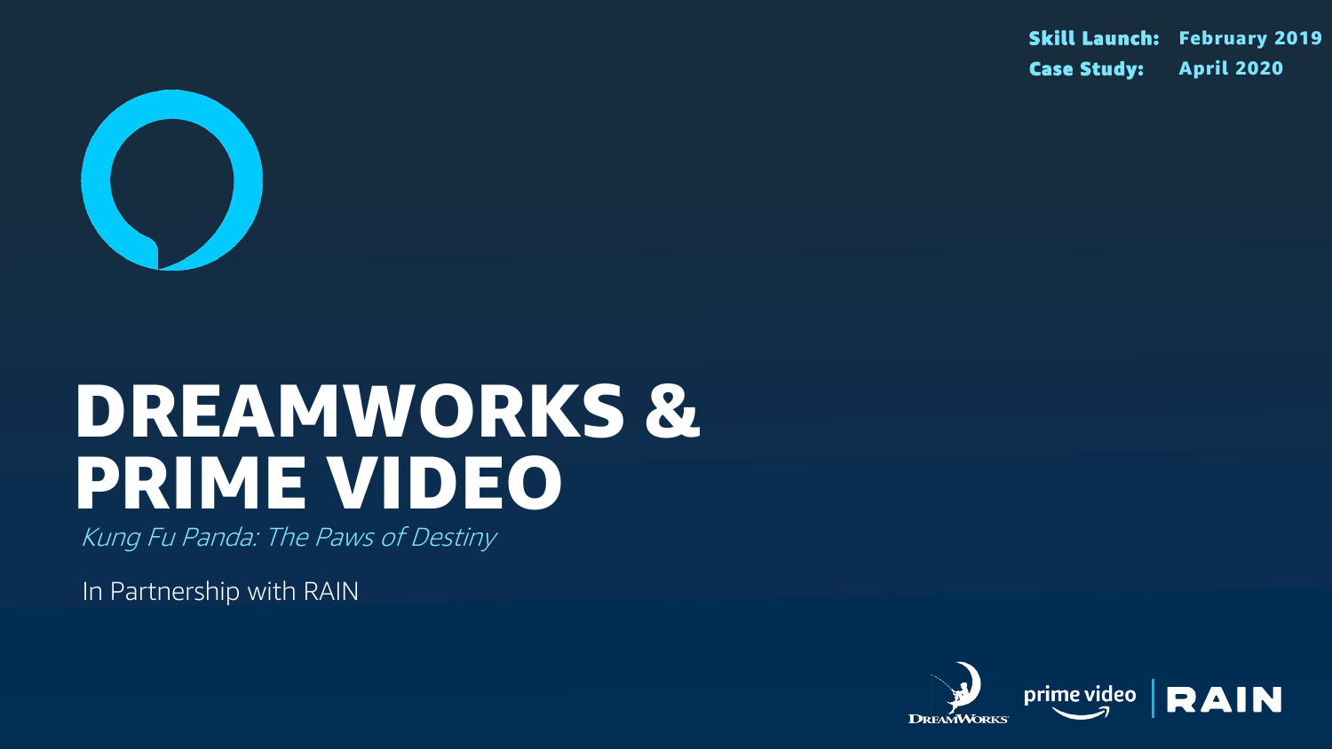**Skill Launch:** February 2019
**Case Study:** April 2020

# DREAMWORKS & PRIME VIDEO

*Kung Fu Panda: The Paws of Destiny*

In Partnership with RAIN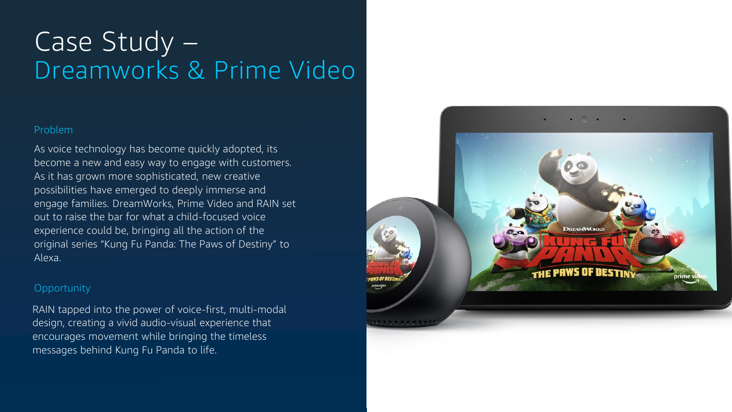# Case Study – Dreamworks & Prime Video

## Problem

As voice technology has become quickly adopted, its become a new and easy way to engage with customers. As it has grown more sophisticated, new creative possibilities have emerged to deeply immerse and engage families. DreamWorks, Prime Video and RAIN set out to raise the bar for what a child-focused voice experience could be, bringing all the action of the original series "Kung Fu Panda: The Paws of Destiny" to Alexa.

## Opportunity

RAIN tapped into the power of voice-first, multi-modal design, creating a vivid audio-visual experience that encourages movement while bringing the timeless messages behind Kung Fu Panda to life.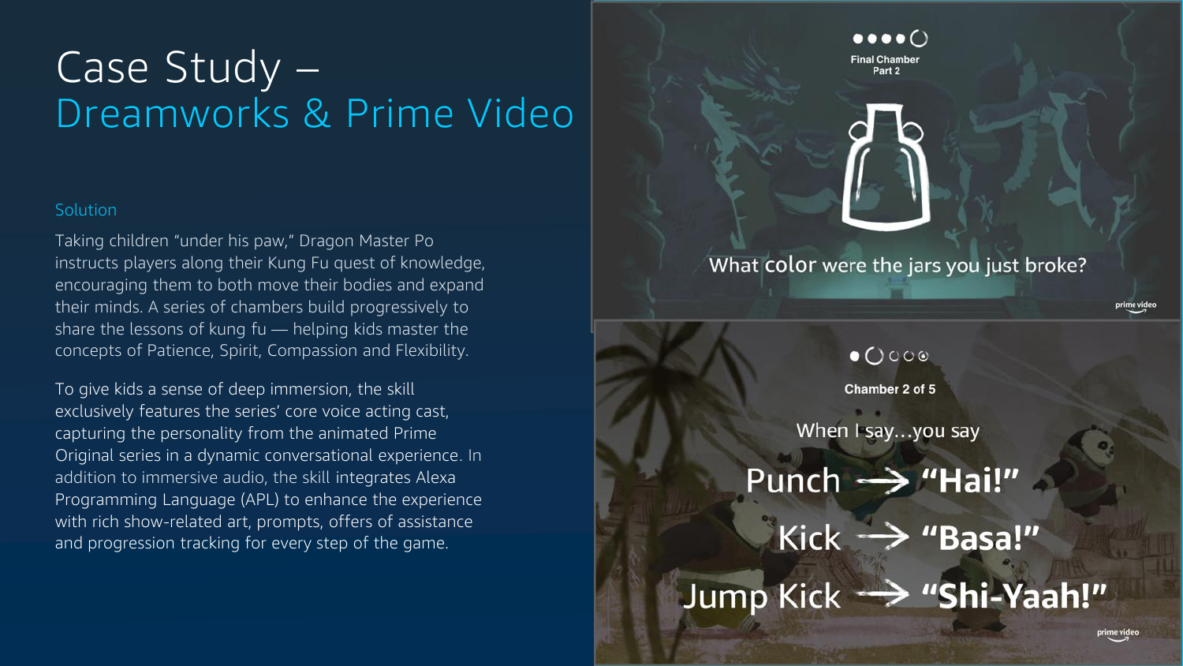# Case Study – Dreamworks & Prime Video

## Solution

Taking children "under his paw," Dragon Master Po instructs players along their Kung Fu quest of knowledge, encouraging them to both move their bodies and expand their minds. A series of chambers build progressively to share the lessons of kung fu — helping kids master the concepts of Patience, Spirit, Compassion and Flexibility.

To give kids a sense of deep immersion, the skill exclusively features the series' core voice acting cast, capturing the personality from the animated Prime Original series in a dynamic conversational experience. In addition to immersive audio, the skill integrates Alexa Programming Language (APL) to enhance the experience with rich show-related art, prompts, offers of assistance and progression tracking for every step of the game.

Final Chamber Part 2

What color were the jars you just broke?

Chamber 2 of 5

When I say...you say

Punch → "Hai!"

Kick → "Basa!"

Jump Kick → "Shi-Yaah!"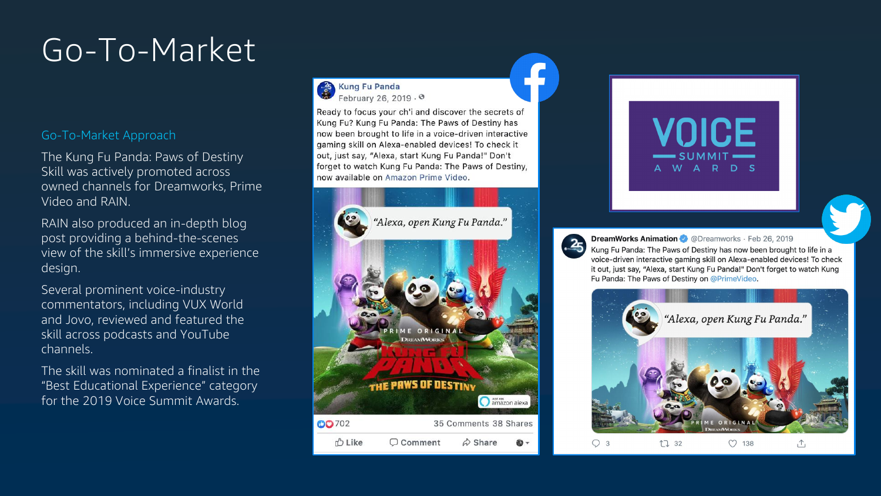# Go-To-Market

## Go-To-Market Approach

The Kung Fu Panda: Paws of Destiny Skill was actively promoted across owned channels for Dreamworks, Prime Video and RAIN.

RAIN also produced an in-depth blog post providing a behind-the-scenes view of the skill's immersive experience design.

Several prominent voice-industry commentators, including VUX World and Jovo, reviewed and featured the skill across podcasts and YouTube channels.

The skill was nominated a finalist in the "Best Educational Experience" category for the 2019 Voice Summit Awards.

**Kung Fu Panda**
February 26, 2019

Ready to focus your ch'i and discover the secrets of Kung Fu? Kung Fu Panda: The Paws of Destiny has now been brought to life in a voice-driven interactive gaming skill on Alexa-enabled devices! To check it out, just say, "Alexa, start Kung Fu Panda!" Don't forget to watch Kung Fu Panda: The Paws of Destiny, now available on Amazon Prime Video.

"Alexa, open Kung Fu Panda."

702 · 35 Comments 38 Shares

Like · Comment · Share

VOICE SUMMIT AWARDS

**DreamWorks Animation** @Dreamworks · Feb 26, 2019

Kung Fu Panda: The Paws of Destiny has now been brought to life in a voice-driven interactive gaming skill on Alexa-enabled devices! To check it out, just say, "Alexa, start Kung Fu Panda!" Don't forget to watch Kung Fu Panda: The Paws of Destiny on @PrimeVideo.

"Alexa, open Kung Fu Panda."

3 · 32 · 138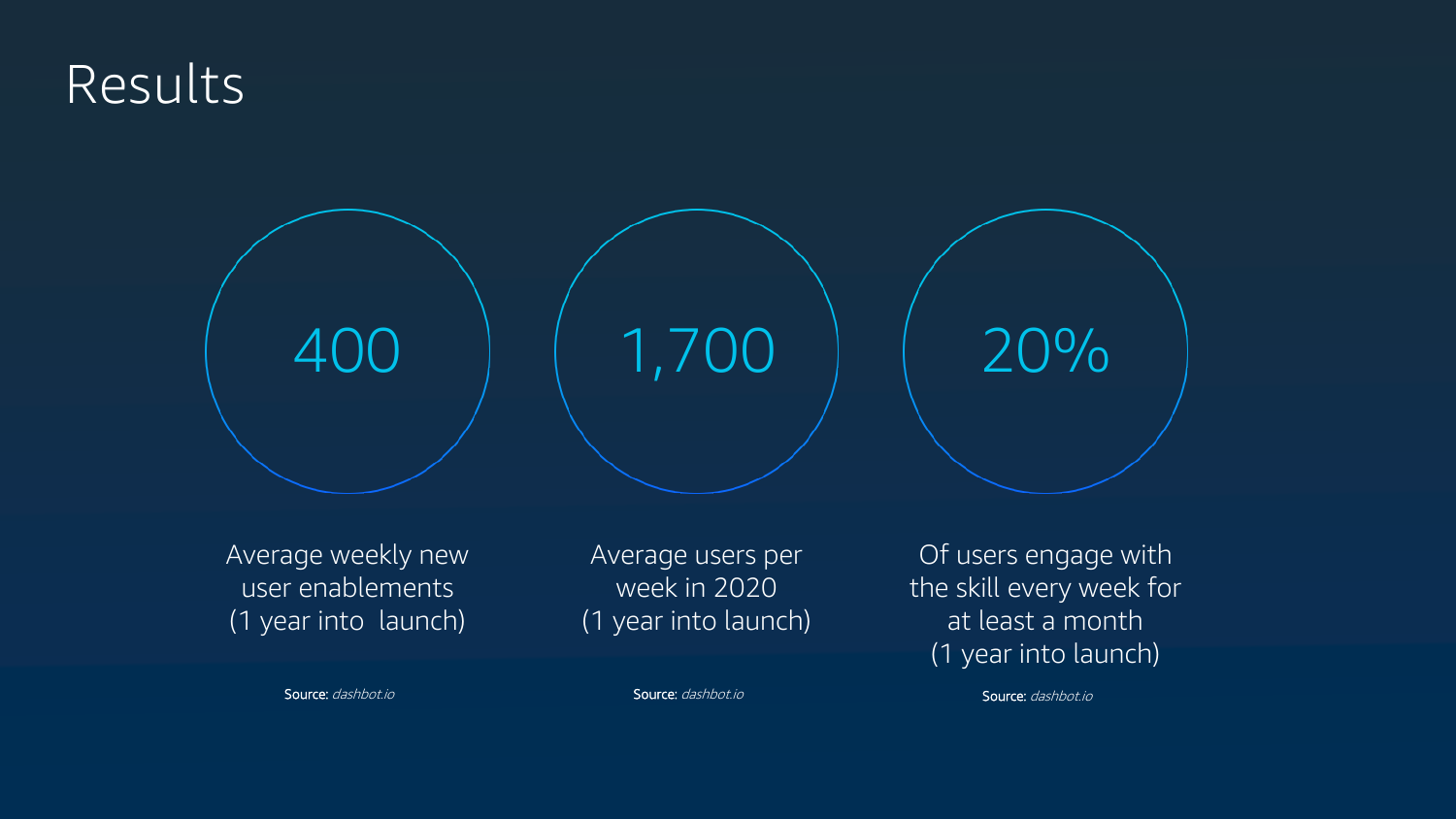# Results

**400**

Average weekly new user enablements (1 year into launch)

Source: *dashbot.io*

**1,700**

Average users per week in 2020 (1 year into launch)

Source: *dashbot.io*

**20%**

Of users engage with the skill every week for at least a month (1 year into launch)

Source: *dashbot.io*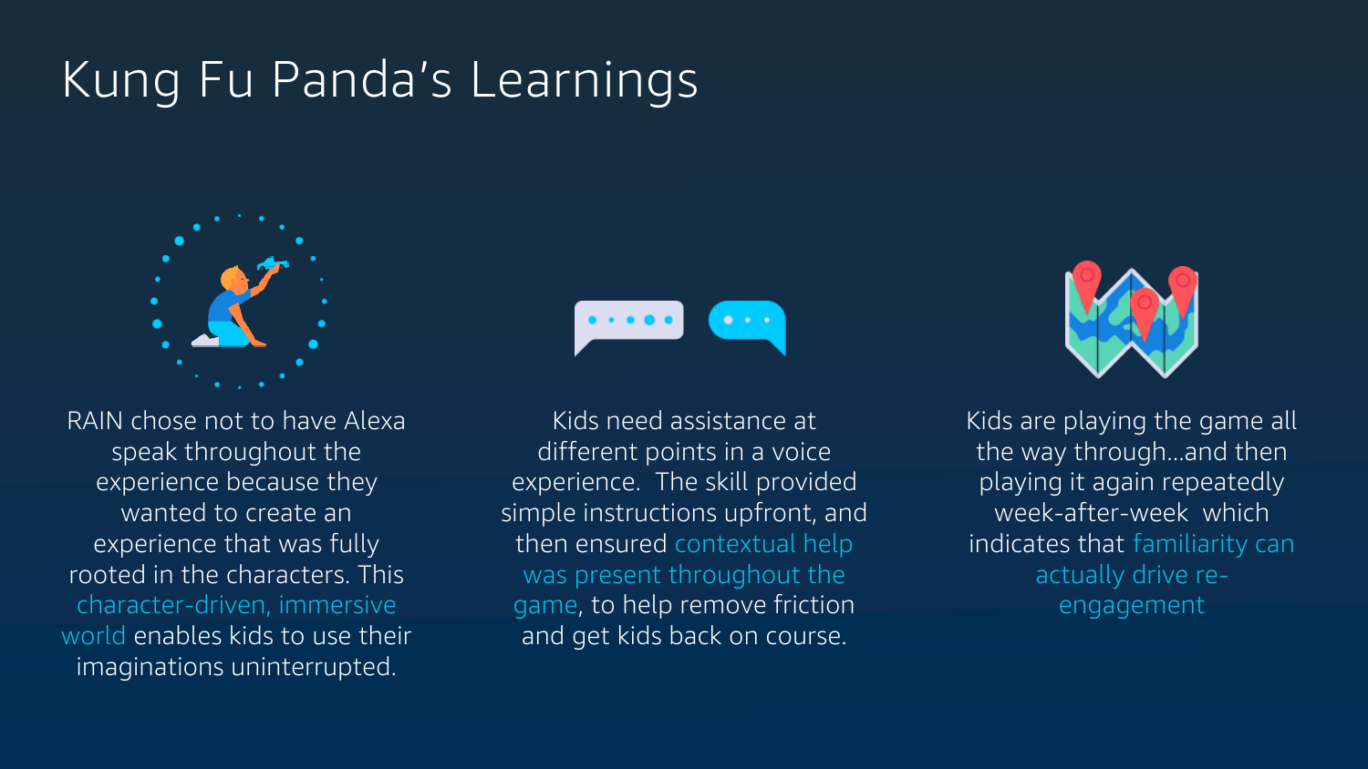# Kung Fu Panda's Learnings

RAIN chose not to have Alexa speak throughout the experience because they wanted to create an experience that was fully rooted in the characters. This character-driven, immersive world enables kids to use their imaginations uninterrupted.

Kids need assistance at different points in a voice experience. The skill provided simple instructions upfront, and then ensured contextual help was present throughout the game, to help remove friction and get kids back on course.

Kids are playing the game all the way through…and then playing it again repeatedly week-after-week which indicates that familiarity can actually drive re-engagement